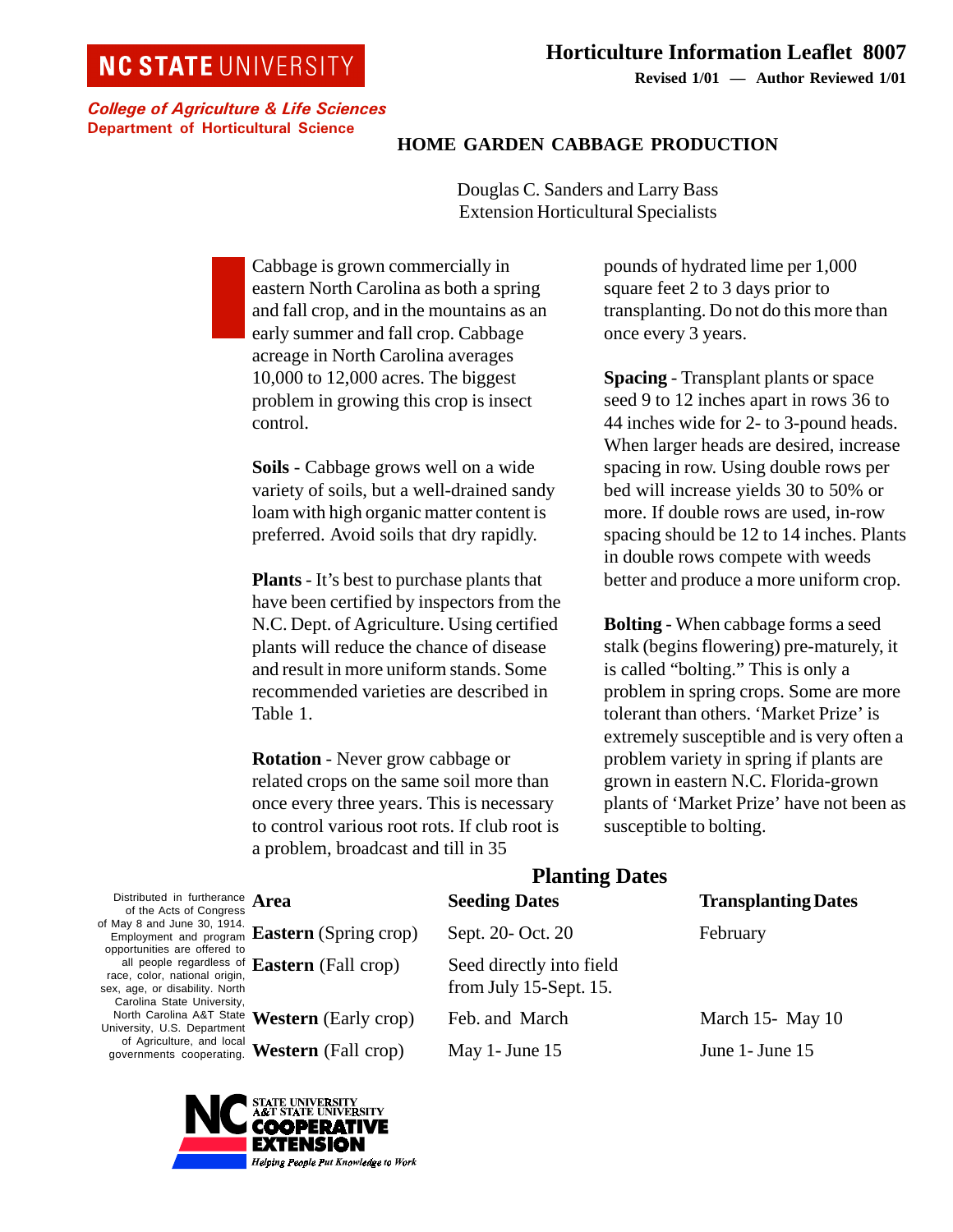NC STATE UNIVERSITY

**College of Agriculture & Life Sciences**
**Department of Horticultural Science**

**Horticulture Information Leaflet 8007**

**Revised 1/01 — Author Reviewed 1/01**

# HOME GARDEN CABBAGE PRODUCTION

Douglas C. Sanders and Larry Bass
Extension Horticultural Specialists

Cabbage is grown commercially in eastern North Carolina as both a spring and fall crop, and in the mountains as an early summer and fall crop. Cabbage acreage in North Carolina averages 10,000 to 12,000 acres. The biggest problem in growing this crop is insect control.

**Soils** - Cabbage grows well on a wide variety of soils, but a well-drained sandy loam with high organic matter content is preferred. Avoid soils that dry rapidly.

**Plants** - It's best to purchase plants that have been certified by inspectors from the N.C. Dept. of Agriculture. Using certified plants will reduce the chance of disease and result in more uniform stands. Some recommended varieties are described in Table 1.

**Rotation** - Never grow cabbage or related crops on the same soil more than once every three years. This is necessary to control various root rots. If club root is a problem, broadcast and till in 35 pounds of hydrated lime per 1,000 square feet 2 to 3 days prior to transplanting. Do not do this more than once every 3 years.

**Spacing** - Transplant plants or space seed 9 to 12 inches apart in rows 36 to 44 inches wide for 2- to 3-pound heads. When larger heads are desired, increase spacing in row. Using double rows per bed will increase yields 30 to 50% or more. If double rows are used, in-row spacing should be 12 to 14 inches. Plants in double rows compete with weeds better and produce a more uniform crop.

**Bolting** - When cabbage forms a seed stalk (begins flowering) pre-maturely, it is called "bolting." This is only a problem in spring crops. Some are more tolerant than others. 'Market Prize' is extremely susceptible and is very often a problem variety in spring if plants are grown in eastern N.C. Florida-grown plants of 'Market Prize' have not been as susceptible to bolting.

## Planting Dates

| Area | Seeding Dates | Transplanting Dates |
|---|---|---|
| **Eastern** (Spring crop) | Sept. 20- Oct. 20 | February |
| **Eastern** (Fall crop) | Seed directly into field from July 15-Sept. 15. | |
| **Western** (Early crop) | Feb. and March | March 15- May 10 |
| **Western** (Fall crop) | May 1- June 15 | June 1- June 15 |

Distributed in furtherance of the Acts of Congress of May 8 and June 30, 1914. Employment and program opportunities are offered to all people regardless of race, color, national origin, sex, age, or disability. North Carolina State University, North Carolina A&T State University, U.S. Department of Agriculture, and local governments cooperating.

NC STATE UNIVERSITY A&T STATE UNIVERSITY COOPERATIVE EXTENSION
*Helping People Put Knowledge to Work*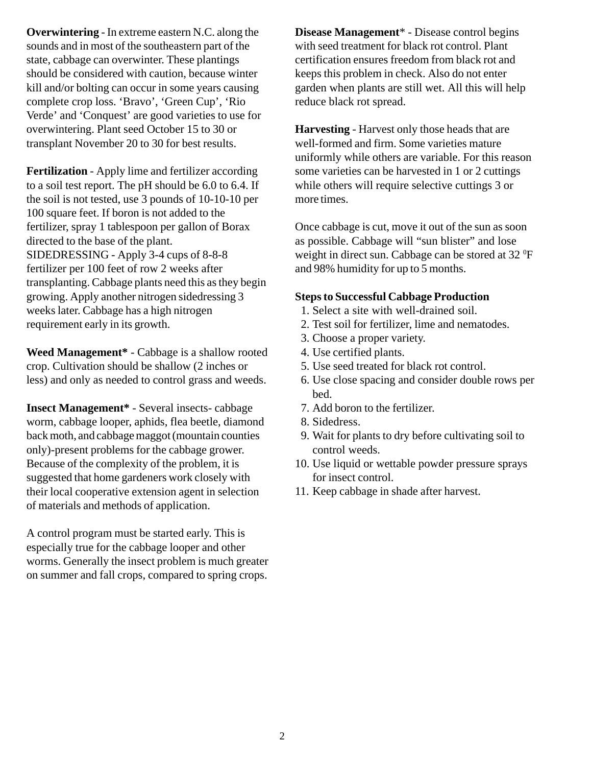**Overwintering** - In extreme eastern N.C. along the sounds and in most of the southeastern part of the state, cabbage can overwinter. These plantings should be considered with caution, because winter kill and/or bolting can occur in some years causing complete crop loss. 'Bravo', 'Green Cup', 'Rio Verde' and 'Conquest' are good varieties to use for overwintering. Plant seed October 15 to 30 or transplant November 20 to 30 for best results.

**Fertilization** - Apply lime and fertilizer according to a soil test report. The pH should be 6.0 to 6.4. If the soil is not tested, use 3 pounds of 10-10-10 per 100 square feet. If boron is not added to the fertilizer, spray 1 tablespoon per gallon of Borax directed to the base of the plant.
SIDEDRESSING - Apply 3-4 cups of 8-8-8 fertilizer per 100 feet of row 2 weeks after transplanting. Cabbage plants need this as they begin growing. Apply another nitrogen sidedressing 3 weeks later. Cabbage has a high nitrogen requirement early in its growth.

**Weed Management*** - Cabbage is a shallow rooted crop. Cultivation should be shallow (2 inches or less) and only as needed to control grass and weeds.

**Insect Management*** - Several insects- cabbage worm, cabbage looper, aphids, flea beetle, diamond back moth, and cabbage maggot (mountain counties only)-present problems for the cabbage grower. Because of the complexity of the problem, it is suggested that home gardeners work closely with their local cooperative extension agent in selection of materials and methods of application.

A control program must be started early. This is especially true for the cabbage looper and other worms. Generally the insect problem is much greater on summer and fall crops, compared to spring crops.

**Disease Management*** - Disease control begins with seed treatment for black rot control. Plant certification ensures freedom from black rot and keeps this problem in check. Also do not enter garden when plants are still wet. All this will help reduce black rot spread.

**Harvesting** - Harvest only those heads that are well-formed and firm. Some varieties mature uniformly while others are variable. For this reason some varieties can be harvested in 1 or 2 cuttings while others will require selective cuttings 3 or more times.

Once cabbage is cut, move it out of the sun as soon as possible. Cabbage will "sun blister" and lose weight in direct sun. Cabbage can be stored at 32 $^{0}$F and 98% humidity for up to 5 months.

**Steps to Successful Cabbage Production**

1. Select a site with well-drained soil.
2. Test soil for fertilizer, lime and nematodes.
3. Choose a proper variety.
4. Use certified plants.
5. Use seed treated for black rot control.
6. Use close spacing and consider double rows per bed.
7. Add boron to the fertilizer.
8. Sidedress.
9. Wait for plants to dry before cultivating soil to control weeds.
10. Use liquid or wettable powder pressure sprays for insect control.
11. Keep cabbage in shade after harvest.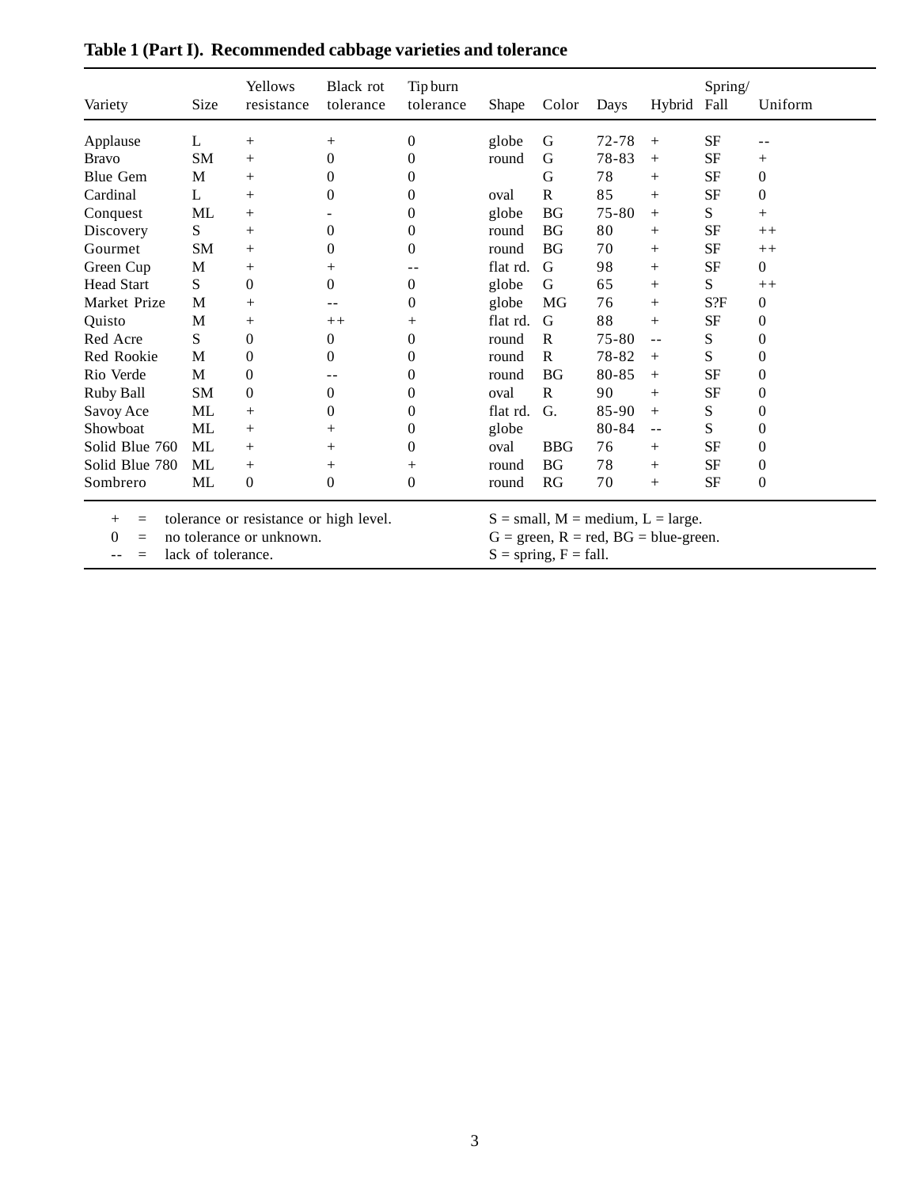**Table 1 (Part I). Recommended cabbage varieties and tolerance**

| Variety | Size | Yellows resistance | Black rot tolerance | Tip burn tolerance | Shape | Color | Days | Hybrid | Spring/ Fall | Uniform |
|---|---|---|---|---|---|---|---|---|---|---|
| Applause | L | + | + | 0 | globe | G | 72-78 | + | SF | -- |
| Bravo | SM | + | 0 | 0 | round | G | 78-83 | + | SF | + |
| Blue Gem | M | + | 0 | 0 | | G | 78 | + | SF | 0 |
| Cardinal | L | + | 0 | 0 | oval | R | 85 | + | SF | 0 |
| Conquest | ML | + | - | 0 | globe | BG | 75-80 | + | S | + |
| Discovery | S | + | 0 | 0 | round | BG | 80 | + | SF | ++ |
| Gourmet | SM | + | 0 | 0 | round | BG | 70 | + | SF | ++ |
| Green Cup | M | + | + | -- | flat rd. | G | 98 | + | SF | 0 |
| Head Start | S | 0 | 0 | 0 | globe | G | 65 | + | S | ++ |
| Market Prize | M | + | -- | 0 | globe | MG | 76 | + | S?F | 0 |
| Quisto | M | + | ++ | + | flat rd. | G | 88 | + | SF | 0 |
| Red Acre | S | 0 | 0 | 0 | round | R | 75-80 | -- | S | 0 |
| Red Rookie | M | 0 | 0 | 0 | round | R | 78-82 | + | S | 0 |
| Rio Verde | M | 0 | -- | 0 | round | BG | 80-85 | + | SF | 0 |
| Ruby Ball | SM | 0 | 0 | 0 | oval | R | 90 | + | SF | 0 |
| Savoy Ace | ML | + | 0 | 0 | flat rd. | G. | 85-90 | + | S | 0 |
| Showboat | ML | + | + | 0 | globe | | 80-84 | -- | S | 0 |
| Solid Blue 760 | ML | + | + | 0 | oval | BBG | 76 | + | SF | 0 |
| Solid Blue 780 | ML | + | + | + | round | BG | 78 | + | SF | 0 |
| Sombrero | ML | 0 | 0 | 0 | round | RG | 70 | + | SF | 0 |

+ = tolerance or resistance or high level.
0 = no tolerance or unknown.
-- = lack of tolerance.

S = small, M = medium, L = large.
G = green, R = red, BG = blue-green.
S = spring, F = fall.